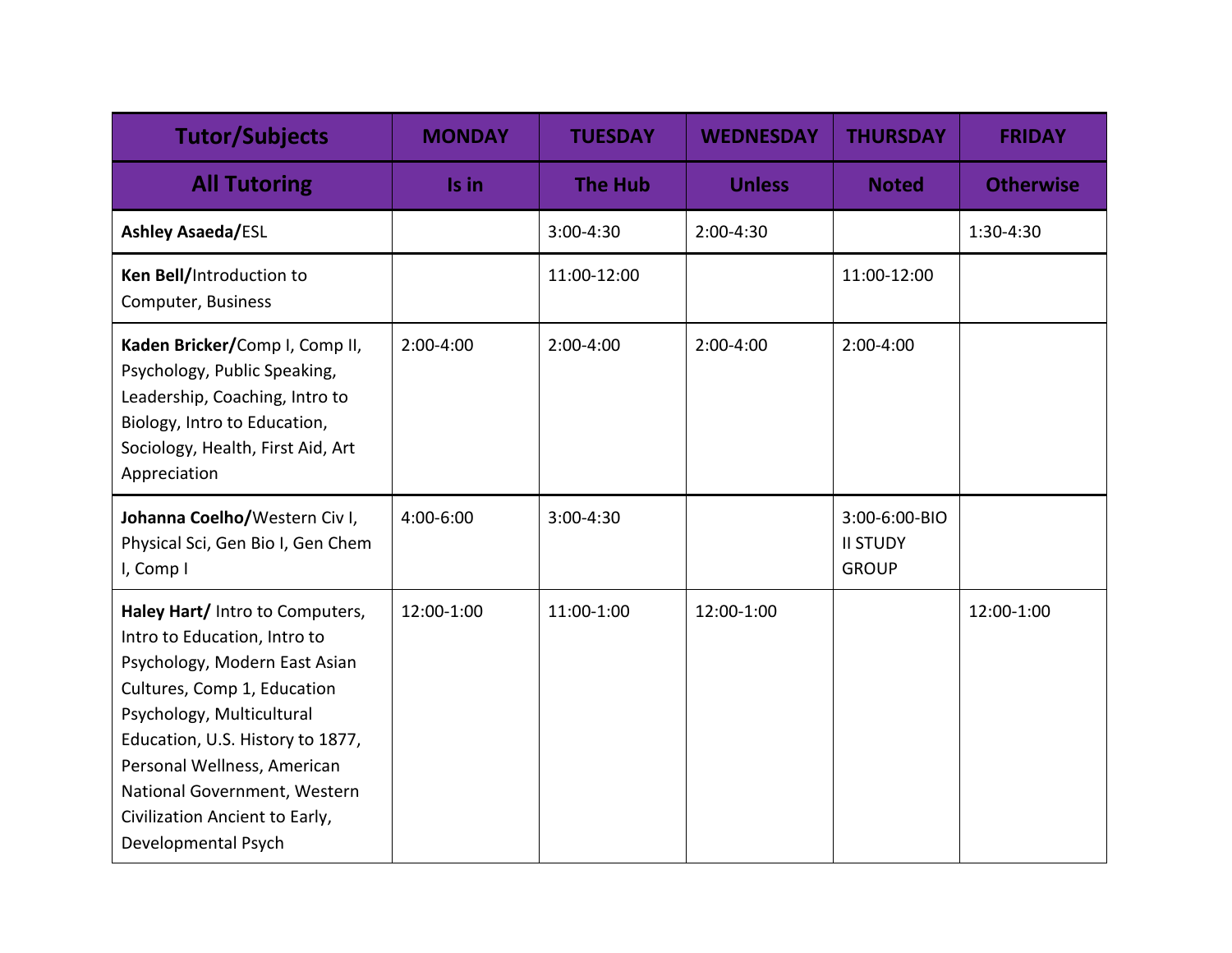| Tutor/Subjects | MONDAY | TUESDAY | WEDNESDAY | THURSDAY | FRIDAY |
|---|---|---|---|---|---|
| **All Tutoring** | **Is in** | **The Hub** | **Unless** | **Noted** | **Otherwise** |
| **Ashley Asaeda/**ESL | | 3:00-4:30 | 2:00-4:30 | | 1:30-4:30 |
| **Ken Bell/**Introduction to Computer, Business | | 11:00-12:00 | | 11:00-12:00 | |
| **Kaden Bricker/**Comp I, Comp II, Psychology, Public Speaking, Leadership, Coaching, Intro to Biology, Intro to Education, Sociology, Health, First Aid, Art Appreciation | 2:00-4:00 | 2:00-4:00 | 2:00-4:00 | 2:00-4:00 | |
| **Johanna Coelho/**Western Civ I, Physical Sci, Gen Bio I, Gen Chem I, Comp I | 4:00-6:00 | 3:00-4:30 | | 3:00-6:00-BIO II STUDY GROUP | |
| **Haley Hart/** Intro to Computers, Intro to Education, Intro to Psychology, Modern East Asian Cultures, Comp 1, Education Psychology, Multicultural Education, U.S. History to 1877, Personal Wellness, American National Government, Western Civilization Ancient to Early, Developmental Psych | 12:00-1:00 | 11:00-1:00 | 12:00-1:00 | | 12:00-1:00 |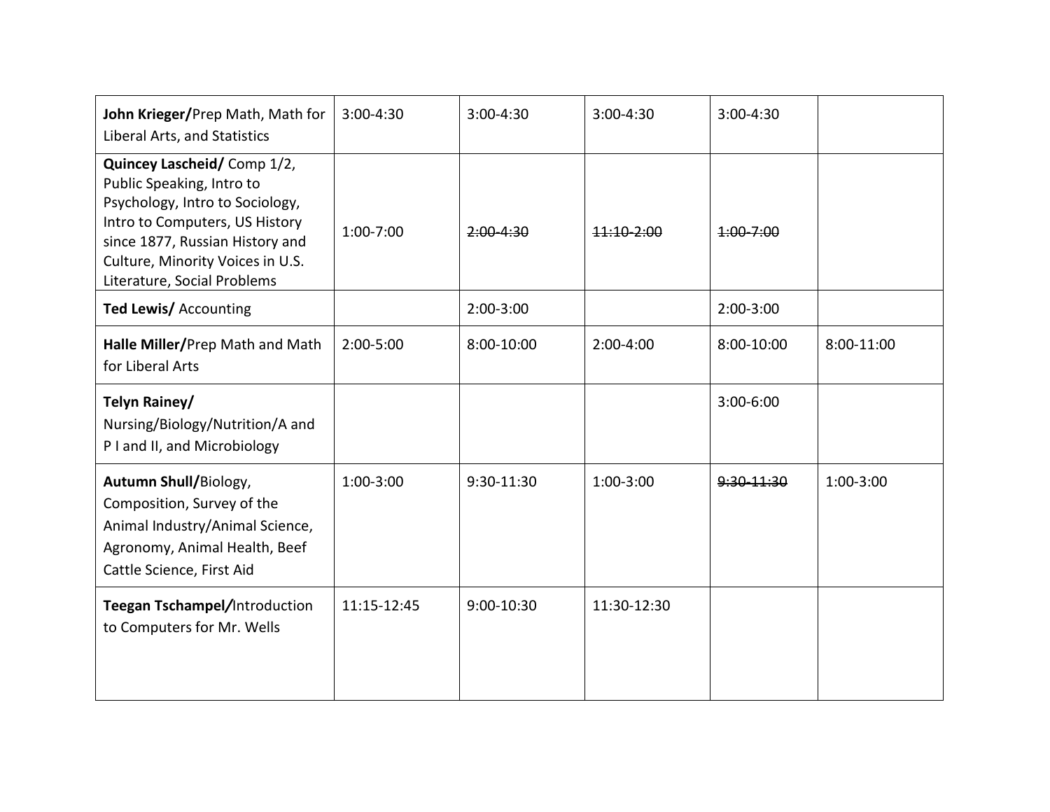| | | | | | |
|---|---|---|---|---|---|
| **John Krieger/**Prep Math, Math for Liberal Arts, and Statistics | 3:00-4:30 | 3:00-4:30 | 3:00-4:30 | 3:00-4:30 | |
| **Quincey Lascheid/** Comp 1/2, Public Speaking, Intro to Psychology, Intro to Sociology, Intro to Computers, US History since 1877, Russian History and Culture, Minority Voices in U.S. Literature, Social Problems | 1:00-7:00 | ~~2:00-4:30~~ | ~~11:10-2:00~~ | ~~1:00-7:00~~ | |
| **Ted Lewis/** Accounting | | 2:00-3:00 | | 2:00-3:00 | |
| **Halle Miller/**Prep Math and Math for Liberal Arts | 2:00-5:00 | 8:00-10:00 | 2:00-4:00 | 8:00-10:00 | 8:00-11:00 |
| **Telyn Rainey/** Nursing/Biology/Nutrition/A and P I and II, and Microbiology | | | | 3:00-6:00 | |
| **Autumn Shull/**Biology, Composition, Survey of the Animal Industry/Animal Science, Agronomy, Animal Health, Beef Cattle Science, First Aid | 1:00-3:00 | 9:30-11:30 | 1:00-3:00 | ~~9:30-11:30~~ | 1:00-3:00 |
| **Teegan Tschampel/**Introduction to Computers for Mr. Wells | 11:15-12:45 | 9:00-10:30 | 11:30-12:30 | | |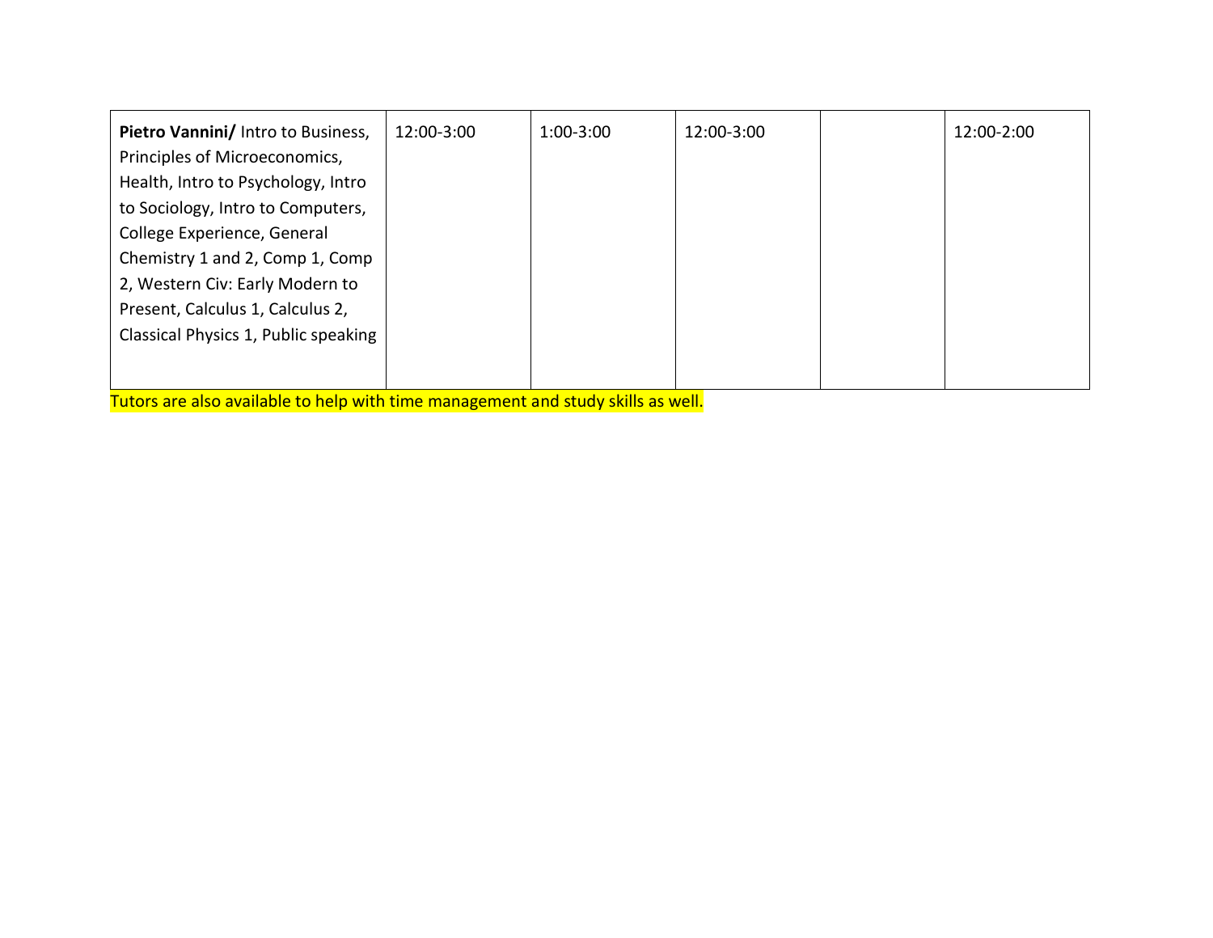| | | | | | |
|---|---|---|---|---|---|
| **Pietro Vannini/** Intro to Business, Principles of Microeconomics, Health, Intro to Psychology, Intro to Sociology, Intro to Computers, College Experience, General Chemistry 1 and 2, Comp 1, Comp 2, Western Civ: Early Modern to Present, Calculus 1, Calculus 2, Classical Physics 1, Public speaking | 12:00-3:00 | 1:00-3:00 | 12:00-3:00 | | 12:00-2:00 |

Tutors are also available to help with time management and study skills as well.